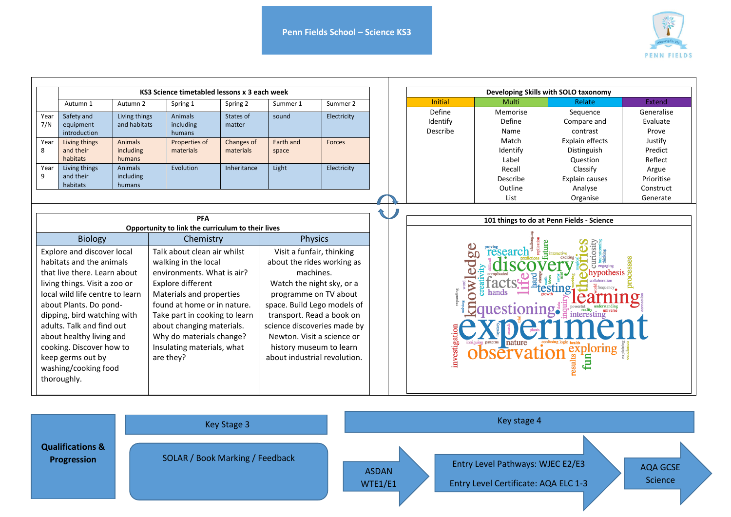# Penn Fields School – Science KS3

PENN FIELDS

| | KS3 Science timetabled lessons x 3 each week | | | | | |
|---|---|---|---|---|---|---|
| | Autumn 1 | Autumn 2 | Spring 1 | Spring 2 | Summer 1 | Summer 2 |
| Year 7/N | Safety and equipment introduction | Living things and habitats | Animals including humans | States of matter | sound | Electricity |
| Year 8 | Living things and their habitats | Animals including humans | Properties of materials | Changes of materials | Earth and space | Forces |
| Year 9 | Living things and their habitats | Animals including humans | Evolution | Inheritance | Light | Electricity |

| Developing Skills with SOLO taxonomy | | | |
|---|---|---|---|
| Initial | Multi | Relate | Extend |
| Define | Memorise | Sequence | Generalise |
| Identify | Define | Compare and contrast | Evaluate |
| Describe | Name | Explain effects | Prove |
| | Match | Distinguish | Justify |
| | Identify | Question | Predict |
| | Label | Classify | Reflect |
| | Recall | Explain causes | Argue |
| | Describe | Analyse | Prioritise |
| | Outline | Organise | Construct |
| | List | | Generate |

| PFA<br>Opportunity to link the curriculum to their lives | | |
|---|---|---|
| Biology | Chemistry | Physics |
| Explore and discover local habitats and the animals that live there. Learn about living things. Visit a zoo or local wild life centre to learn about Plants. Do pond-dipping, bird watching with adults. Talk and find out about healthy living and cooking. Discover how to keep germs out by washing/cooking food thoroughly. | Talk about clean air whilst walking in the local environments. What is air? Explore different Materials and properties found at home or in nature. Take part in cooking to learn about changing materials. Why do materials change? Insulating materials, what are they? | Visit a funfair, thinking about the rides working as machines. Watch the night sky, or a programme on TV about space. Build Lego models of transport. Read a book on science discoveries made by Newton. Visit a science or history museum to learn about industrial revolution. |

## 101 things to do at Penn Fields - Science

experiment, observation, knowledge, discovery, learning, questioning, research, theories, curiosity, facts, life, testing, hypothesis, processes, investigation, exploring, fun, nature, hands, creativity, inquiry, interesting, results

## Qualifications & Progression

**Key Stage 3**

SOLAR / Book Marking / Feedback

**Key stage 4**

ASDAN WTE1/E1 → Entry Level Pathways: WJEC E2/E3; Entry Level Certificate: AQA ELC 1-3 → AQA GCSE Science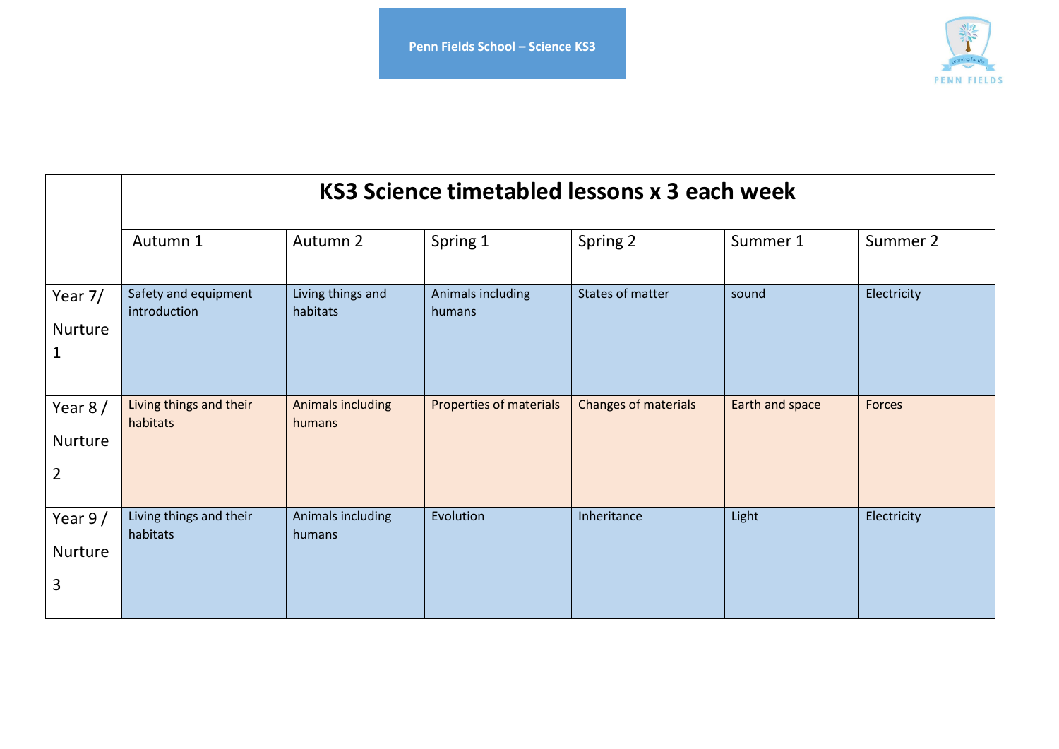Penn Fields School – Science KS3

| | KS3 Science timetabled lessons x 3 each week | | | | | |
|---|---|---|---|---|---|---|
| | Autumn 1 | Autumn 2 | Spring 1 | Spring 2 | Summer 1 | Summer 2 |
| Year 7/ Nurture 1 | Safety and equipment introduction | Living things and habitats | Animals including humans | States of matter | sound | Electricity |
| Year 8 / Nurture 2 | Living things and their habitats | Animals including humans | Properties of materials | Changes of materials | Earth and space | Forces |
| Year 9 / Nurture 3 | Living things and their habitats | Animals including humans | Evolution | Inheritance | Light | Electricity |